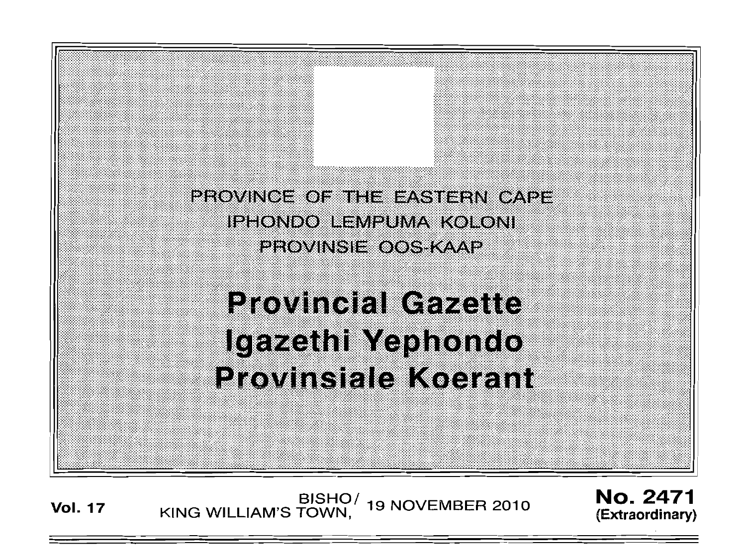PROVINCE OF THE EASTERN CAPE
IPHONDO LEMPUMA KOLONI
PROVINSIE OOS-KAAP

# Provincial Gazette
# Igazethi Yephondo
# Provinsiale Koerant

**Vol. 17** BISHO/ KING WILLIAM'S TOWN, 19 NOVEMBER 2010 **No. 2471 (Extraordinary)**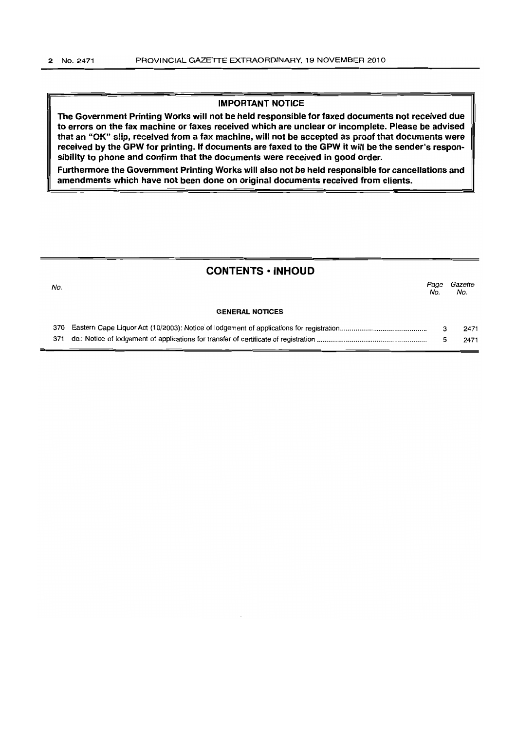## IMPORTANT NOTICE

**The Government Printing Works will not be held responsible for faxed documents not received due to errors on the fax machine or faxes received which are unclear or incomplete. Please be advised that an "OK" slip, received from a fax machine, will not be accepted as proof that documents were received by the GPW for printing. If documents are faxed to the GPW it will be the sender's responsibility to phone and confirm that the documents were received in good order.**

**Furthermore the Government Printing Works will also not be held responsible for cancellations and amendments which have not been done on original documents received from clients.**

## CONTENTS • INHOUD

| No. | | Page No. | Gazette No. |
|---|---|---|---|
| | **GENERAL NOTICES** | | |
| 370 | Eastern Cape Liquor Act (10/2003): Notice of lodgement of applications for registration | 3 | 2471 |
| 371 | do.: Notice of lodgement of applications for transfer of certificate of registration | 5 | 2471 |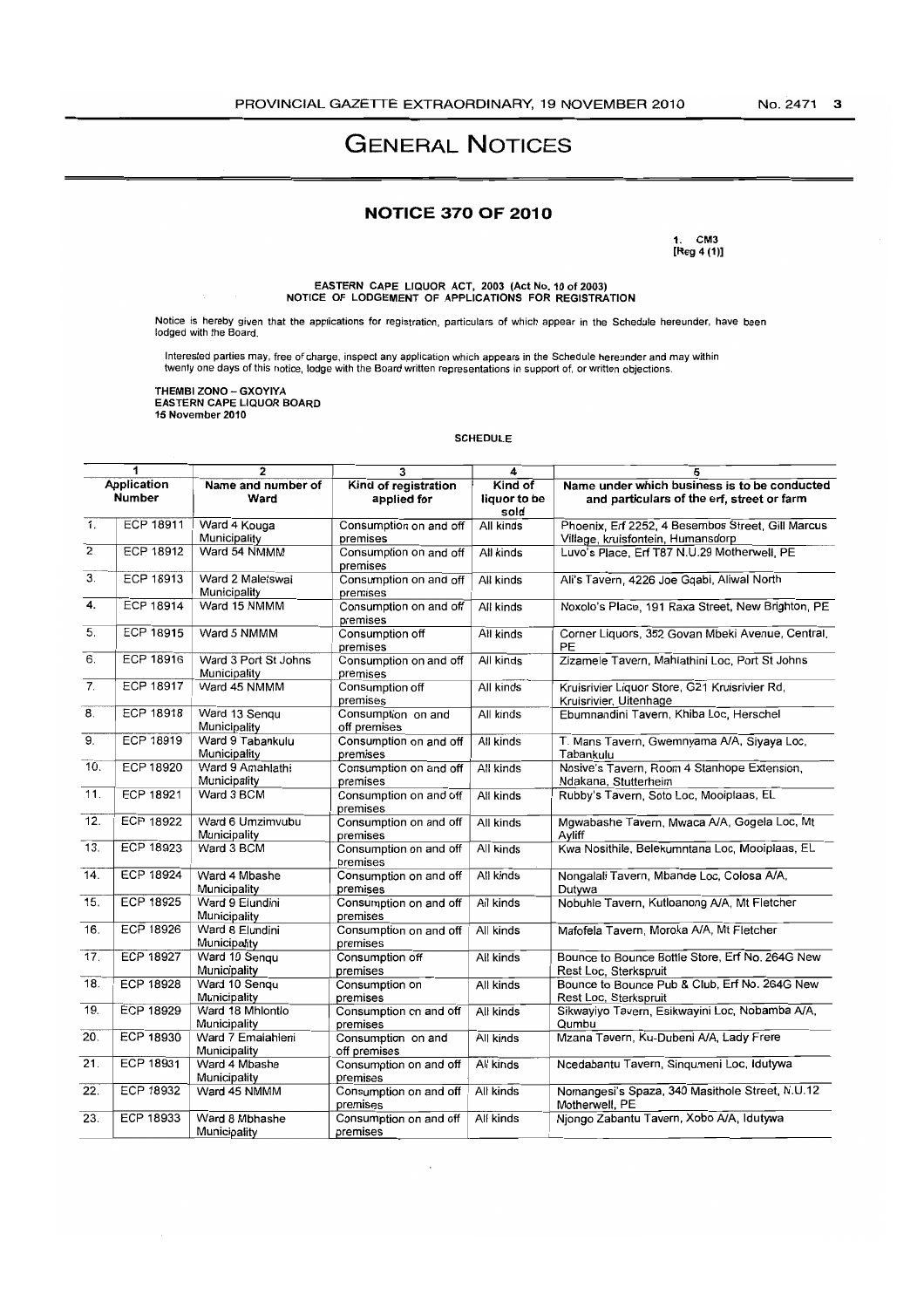# GENERAL NOTICES

## NOTICE 370 OF 2010

1. CM3
[Reg 4 (1)]

EASTERN CAPE LIQUOR ACT, 2003 (Act No. 10 of 2003)
NOTICE OF LODGEMENT OF APPLICATIONS FOR REGISTRATION

Notice is hereby given that the applications for registration, particulars of which appear in the Schedule hereunder, have been lodged with the Board.

Interested parties may, free of charge, inspect any application which appears in the Schedule hereunder and may within twenty one days of this notice, lodge with the Board written representations in support of, or written objections.

**THEMBI ZONO – GXOYIYA**
**EASTERN CAPE LIQUOR BOARD**
**15 November 2010**

SCHEDULE

| | 1 | 2 | 3 | 4 | 5 |
|---|---|---|---|---|---|
| | Application Number | Name and number of Ward | Kind of registration applied for | Kind of liquor to be sold | Name under which business is to be conducted and particulars of the erf, street or farm |
| 1. | ECP 18911 | Ward 4 Kouga Municipality | Consumption on and off premises | All kinds | Phoenix, Erf 2252, 4 Besembos Street, Gill Marcus Village, kruisfontein, Humansdorp |
| 2 | ECP 18912 | Ward 54 NMMM | Consumption on and off premises | All kinds | Luvo's Place, Erf T87 N.U.29 Motherwell, PE |
| 3. | ECP 18913 | Ward 2 Maletswai Municipality | Consumption on and off premises | All kinds | Ali's Tavern, 4226 Joe Gqabi, Aliwal North |
| 4. | ECP 18914 | Ward 15 NMMM | Consumption on and off premises | All kinds | Noxolo's Place, 191 Raxa Street, New Brighton, PE |
| 5. | ECP 18915 | Ward 5 NMMM | Consumption off premises | All kinds | Corner Liquors, 352 Govan Mbeki Avenue, Central, PE |
| 6. | ECP 18916 | Ward 3 Port St Johns Municipality | Consumption on and off premises | All kinds | Zizamele Tavern, Mahlathini Loc, Port St Johns |
| 7. | ECP 18917 | Ward 45 NMMM | Consumption off premises | All kinds | Kruisrivier Liquor Store, G21 Kruisrivier Rd, Kruisrivier, Uitenhage |
| 8. | ECP 18918 | Ward 13 Senqu Municipality | Consumption on and off premises | All kinds | Ebumnandini Tavern, Khiba Loc, Herschel |
| 9. | ECP 18919 | Ward 9 Tabankulu Municipality | Consumption on and off premises | All kinds | T. Mans Tavern, Gwemnyama A/A, Siyaya Loc, Tabankulu |
| 10. | ECP 18920 | Ward 9 Amahlathi Municipality | Consumption on and off premises | All kinds | Nosive's Tavern, Room 4 Stanhope Extension, Ndakana, Stutterheim |
| 11. | ECP 18921 | Ward 3 BCM | Consumption on and off premises | All kinds | Rubby's Tavern, Soto Loc, Mooiplaas, EL |
| 12. | ECP 18922 | Ward 6 Umzimvubu Municipality | Consumption on and off premises | All kinds | Mgwabashe Tavern, Mwaca A/A, Gogela Loc, Mt Ayliff |
| 13. | ECP 18923 | Ward 3 BCM | Consumption on and off premises | All kinds | Kwa Nosithile, Belekumntana Loc, Mooiplaas, EL |
| 14. | ECP 18924 | Ward 4 Mbashe Municipality | Consumption on and off premises | All kinds | Nongalali Tavern, Mbande Loc, Colosa A/A, Dutywa |
| 15. | ECP 18925 | Ward 9 Elundini Municipality | Consumption on and off premises | All kinds | Nobuhle Tavern, Kutloanong A/A, Mt Fletcher |
| 16. | ECP 18926 | Ward 8 Elundini Municipality | Consumption on and off premises | All kinds | Mafofela Tavern, Moroka A/A, Mt Fletcher |
| 17. | ECP 18927 | Ward 10 Senqu Municipality | Consumption off premises | All kinds | Bounce to Bounce Bottle Store, Erf No. 264G New Rest Loc, Sterkspruit |
| 18. | ECP 18928 | Ward 10 Senqu Municipality | Consumption on premises | All kinds | Bounce to Bounce Pub & Club, Erf No. 264G New Rest Loc, Sterkspruit |
| 19. | ECP 18929 | Ward 18 Mhlontlo Municipality | Consumption on and off premises | All kinds | Sikwayiyo Tavern, Esikwayini Loc, Nobamba A/A, Qumbu |
| 20. | ECP 18930 | Ward 7 Emalahleni Municipality | Consumption on and off premises | All kinds | Mzana Tavern, Ku-Dubeni A/A, Lady Frere |
| 21. | ECP 18931 | Ward 4 Mbashe Municipality | Consumption on and off premises | All kinds | Ncedabantu Tavern, Sinqumeni Loc, Idutywa |
| 22. | ECP 18932 | Ward 45 NMMM | Consumption on and off premises | All kinds | Nomangesi's Spaza, 340 Masithole Street, N.U.12 Motherwell, PE |
| 23. | ECP 18933 | Ward 8 Mbhashe Municipality | Consumption on and off premises | All kinds | Njongo Zabantu Tavern, Xobo A/A, Idutywa |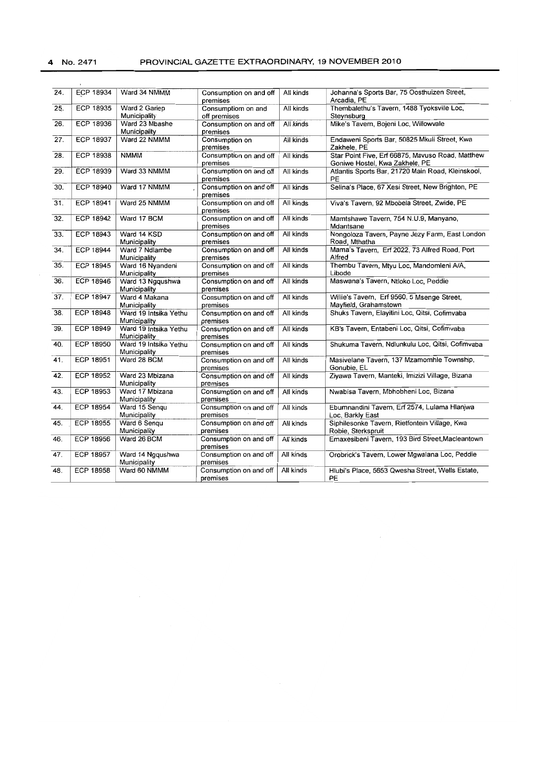| | | | | | |
|---|---|---|---|---|---|
| 24. | ECP 18934 | Ward 34 NMMM | Consumption on and off premises | All kinds | Johanna's Sports Bar, 75 Oosthuizen Street, Arcadia, PE |
| 25. | ECP 18935 | Ward 2 Gariep Municipality | Consumptiom on and off premises | All kinds | Thembalethu's Tavern, 1488 Tyoksville Loc, Steynsburg |
| 26. | ECP 18936 | Ward 23 Mbashe Municipality | Consumption on and off premises | All kinds | Mike's Tavern, Bojeni Loc, Willowvale |
| 27. | ECP 18937 | Ward 22 NMMM | Consumption on premises | All kinds | Endaweni Sports Bar, 50825 Mkuli Street, Kwa Zakhele, PE |
| 28. | ECP 18938 | NMMM | Consumption on and off premises | All kinds | Star Point Five, Erf 66875, Mavuso Road, Matthew Goniwe Hostel, Kwa Zakhele, PE |
| 29. | ECP 18939 | Ward 33 NMMM | Consumption on and off premises | All kinds | Atlantis Sports Bar, 21720 Main Road, Kleinskool, PE |
| 30. | ECP 18940 | Ward 17 NMMM | Consumption on and off premises | All kinds | Selina's Place, 67 Xesi Street, New Brighton, PE |
| 31. | ECP 18941 | Ward 25 NMMM | Consumption on and off premises | All kinds | Viva's Tavern, 92 Mbobela Street, Zwide, PE |
| 32. | ECP 18942 | Ward 17 BCM | Consumption on and off premises | All kinds | Mamtshawe Tavern, 754 N.U.9, Manyano, Mdantsane |
| 33. | ECP 18943 | Ward 14 KSD Municipality | Consumption on and off premises | All kinds | Nongoloza Tavern, Payne Jezy Farm, East London Road, Mthatha |
| 34. | ECP 18944 | Ward 7 Ndlambe Municipality | Consumption on and off premises | All kinds | Mama's Tavern, Erf 2022, 73 Alfred Road, Port Alfred |
| 35. | ECP 18945 | Ward 16 Nyandeni Municipality | Consumption on and off premises | All kinds | Thembu Tavern, Mtyu Loc, Mandomleni A/A, Libode |
| 36. | ECP 18946 | Ward 13 Ngqushwa Municipality | Consumption on and off premises | All kinds | Maswana's Tavern, Ntloko Loc, Peddie |
| 37. | ECP 18947 | Ward 4 Makana Municipality | Consumption on and off premises | All kinds | Willie's Tavern, Erf 9560, 5 Msenge Street, Mayfield, Grahamstown |
| 38. | ECP 18948 | Ward 19 Intsika Yethu Municipality | Consumption on and off premises | All kinds | Shuks Tavern, Elayitini Loc, Qitsi, Cofimvaba |
| 39. | ECP 18949 | Ward 19 Intsika Yethu Municipality | Consumption on and off premises | All kinds | KB's Tavern, Entabeni Loc, Qitsi, Cofimvaba |
| 40. | ECP 18950 | Ward 19 Intsika Yethu Municipality | Consumption on and off premises | All kinds | Shukuma Tavern, Ndlunkulu Loc, Qitsi, Cofimvaba |
| 41. | ECP 18951 | Ward 28 BCM | Consumption on and off premises | All kinds | Masivelane Tavern, 137 Mzamomhle Township, Gonubie, EL |
| 42. | ECP 18952 | Ward 23 Mbizana Municipality | Consumption on and off premises | All kinds | Ziyawa Tavern, Manteki, Imizizi Village, Bizana |
| 43. | ECP 18953 | Ward 17 Mbizana Municipality | Consumption on and off premises | All kinds | Nwabisa Tavern, Mbhobheni Loc, Bizana |
| 44. | ECP 18954 | Ward 15 Senqu Municipality | Consumption on and off premises | All kinds | Ebumnandini Tavern, Erf 2574, Lulama Hlanjwa Loc, Barkly East |
| 45. | ECP 18955 | Ward 6 Senqu Municipality | Consumption on and off premises | All kinds | Siphilesonke Tavern, Rietfontein Village, Kwa Robie, Sterkspruit |
| 46. | ECP 18956 | Ward 26 BCM | Consumption on and off premises | All kinds | Emaxesibeni Tavern, 193 Bird Street,Macleantown |
| 47. | ECP 18957 | Ward 14 Ngqushwa Municipality | Consumption on and off premises | All kinds | Orobrick's Tavern, Lower Mgwalana Loc, Peddie |
| 48. | ECP 18958 | Ward 60 NMMM | Consumption on and off premises | All kinds | Hlubi's Place, 5653 Qwesha Street, Wells Estate, PE |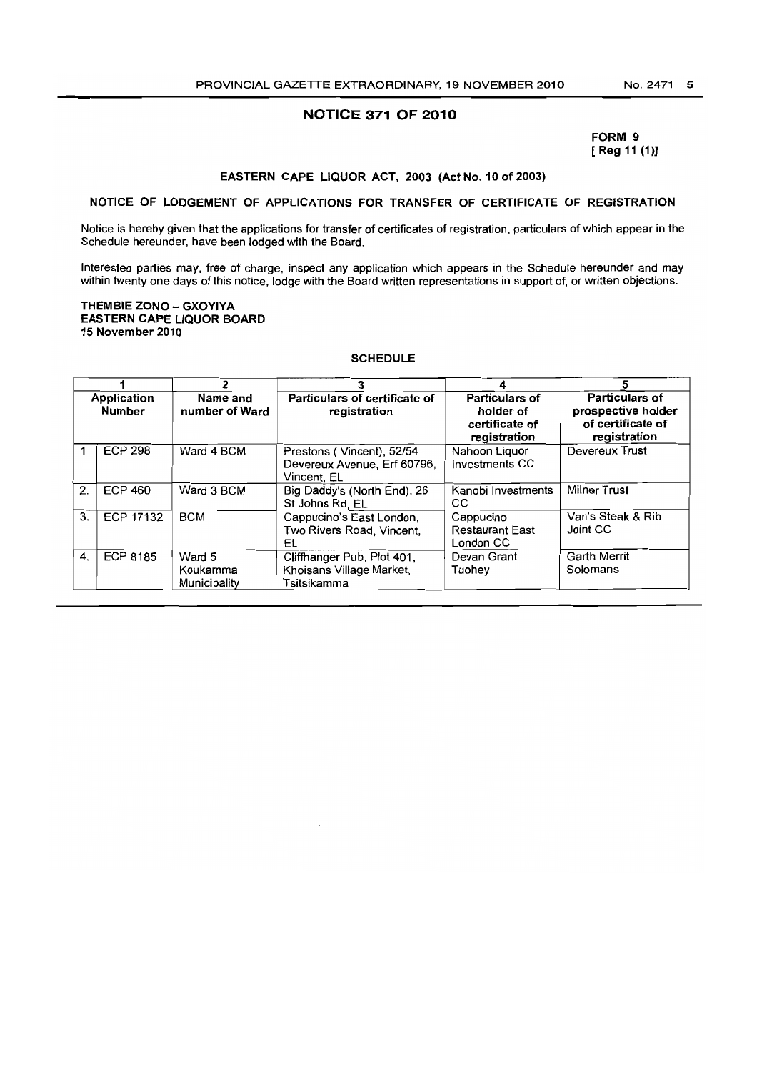## NOTICE 371 OF 2010

**FORM 9**
**[ Reg 11 (1)]**

### EASTERN CAPE LIQUOR ACT, 2003 (Act No. 10 of 2003)

### NOTICE OF LODGEMENT OF APPLICATIONS FOR TRANSFER OF CERTIFICATE OF REGISTRATION

Notice is hereby given that the applications for transfer of certificates of registration, particulars of which appear in the Schedule hereunder, have been lodged with the Board.

Interested parties may, free of charge, inspect any application which appears in the Schedule hereunder and may within twenty one days of this notice, lodge with the Board written representations in support of, or written objections.

**THEMBIE ZONO – GXOYIYA**
**EASTERN CAPE LIQUOR BOARD**
**15 November 2010**

**SCHEDULE**

| | 1 | 2 | 3 | 4 | 5 |
|---|---|---|---|---|---|
| | **Application Number** | **Name and number of Ward** | **Particulars of certificate of registration** | **Particulars of holder of certificate of registration** | **Particulars of prospective holder of certificate of registration** |
| 1 | ECP 298 | Ward 4 BCM | Prestons ( Vincent), 52/54 Devereux Avenue, Erf 60796, Vincent, EL | Nahoon Liquor Investments CC | Devereux Trust |
| 2. | ECP 460 | Ward 3 BCM | Big Daddy's (North End), 26 St Johns Rd, EL | Kanobi Investments CC | Milner Trust |
| 3. | ECP 17132 | BCM | Cappucino's East London, Two Rivers Road, Vincent, EL | Cappucino Restaurant East London CC | Van's Steak & Rib Joint CC |
| 4. | ECP 8185 | Ward 5 Koukamma Municipality | Cliffhanger Pub, Plot 401, Khoisans Village Market, Tsitsikamma | Devan Grant Tuohey | Garth Merrit Solomans |